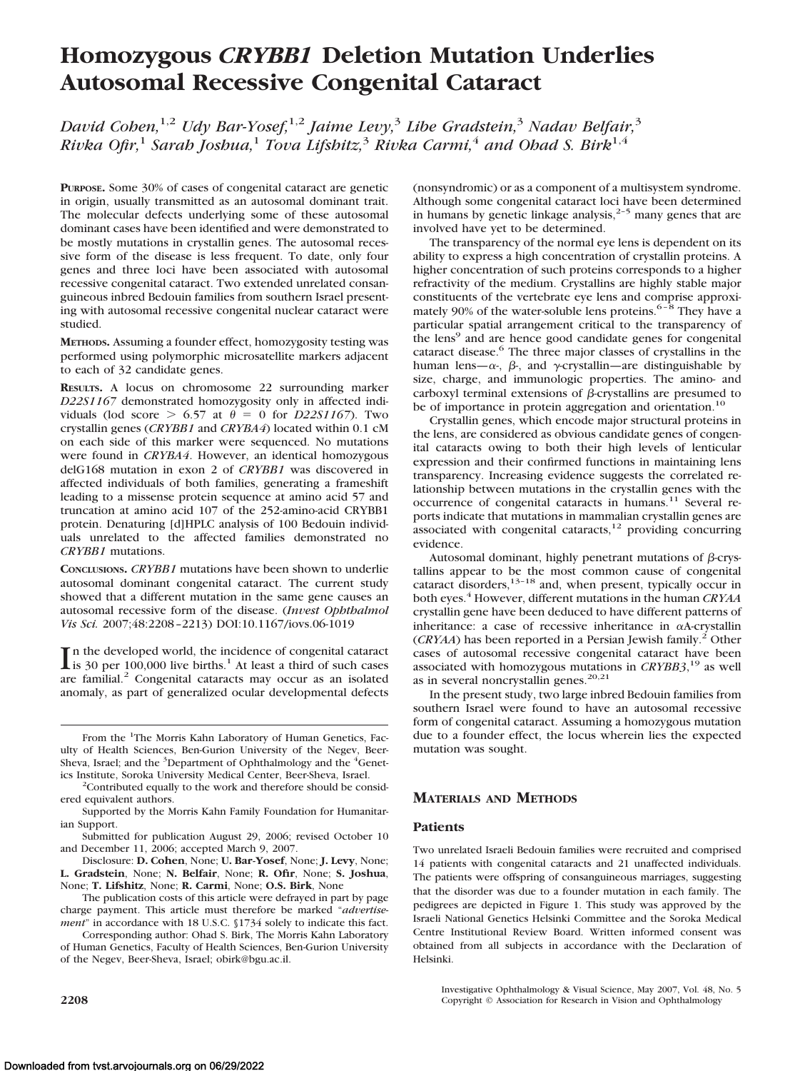# Homozygous *CRYBB1* Deletion Mutation Underlies Autosomal Recessive Congenital Cataract

*David Cohen,*[1,2] *Udy Bar-Yosef,*[1,2] *Jaime Levy,*[3] *Libe Gradstein,*[3] *Nadav Belfair,*[3] *Rivka Ofir,*[1] *Sarah Joshua,*[1] *Tova Lifshitz,*[3] *Rivka Carmi,*[4] *and Ohad S. Birk*[1,4]

**PURPOSE.** Some 30% of cases of congenital cataract are genetic in origin, usually transmitted as an autosomal dominant trait. The molecular defects underlying some of these autosomal dominant cases have been identified and were demonstrated to be mostly mutations in crystallin genes. The autosomal recessive form of the disease is less frequent. To date, only four genes and three loci have been associated with autosomal recessive congenital cataract. Two extended unrelated consanguineous inbred Bedouin families from southern Israel presenting with autosomal recessive congenital nuclear cataract were studied.

**METHODS.** Assuming a founder effect, homozygosity testing was performed using polymorphic microsatellite markers adjacent to each of 32 candidate genes.

**RESULTS.** A locus on chromosome 22 surrounding marker *D22S1167* demonstrated homozygosity only in affected individuals (lod score > 6.57 at $\theta = 0$ for *D22S1167*). Two crystallin genes (*CRYBB1* and *CRYBA4*) located within 0.1 cM on each side of this marker were sequenced. No mutations were found in *CRYBA4*. However, an identical homozygous delG168 mutation in exon 2 of *CRYBB1* was discovered in affected individuals of both families, generating a frameshift leading to a missense protein sequence at amino acid 57 and truncation at amino acid 107 of the 252-amino-acid CRYBB1 protein. Denaturing [d]HPLC analysis of 100 Bedouin individuals unrelated to the affected families demonstrated no *CRYBB1* mutations.

**CONCLUSIONS.** *CRYBB1* mutations have been shown to underlie autosomal dominant congenital cataract. The current study showed that a different mutation in the same gene causes an autosomal recessive form of the disease. (*Invest Ophthalmol Vis Sci.* 2007;48:2208–2213) DOI:10.1167/iovs.06-1019

In the developed world, the incidence of congenital cataract is 30 per 100,000 live births.[1] At least a third of such cases are familial.[2] Congenital cataracts may occur as an isolated anomaly, as part of generalized ocular developmental defects (nonsyndromic) or as a component of a multisystem syndrome. Although some congenital cataract loci have been determined in humans by genetic linkage analysis,[2–5] many genes that are involved have yet to be determined.

The transparency of the normal eye lens is dependent on its ability to express a high concentration of crystallin proteins. A higher concentration of such proteins corresponds to a higher refractivity of the medium. Crystallins are highly stable major constituents of the vertebrate eye lens and comprise approximately 90% of the water-soluble lens proteins.[6–8] They have a particular spatial arrangement critical to the transparency of the lens[9] and are hence good candidate genes for congenital cataract disease.[6] The three major classes of crystallins in the human lens—α-, β-, and γ-crystallin—are distinguishable by size, charge, and immunologic properties. The amino- and carboxyl terminal extensions of β-crystallins are presumed to be of importance in protein aggregation and orientation.[10]

Crystallin genes, which encode major structural proteins in the lens, are considered as obvious candidate genes of congenital cataracts owing to both their high levels of lenticular expression and their confirmed functions in maintaining lens transparency. Increasing evidence suggests the correlated relationship between mutations in the crystallin genes with the occurrence of congenital cataracts in humans.[11] Several reports indicate that mutations in mammalian crystallin genes are associated with congenital cataracts,[12] providing concurring evidence.

Autosomal dominant, highly penetrant mutations of β-crystallins appear to be the most common cause of congenital cataract disorders,[13–18] and, when present, typically occur in both eyes.[4] However, different mutations in the human *CRYAA* crystallin gene have been deduced to have different patterns of inheritance: a case of recessive inheritance in αA-crystallin (*CRYAA*) has been reported in a Persian Jewish family.[2] Other cases of autosomal recessive congenital cataract have been associated with homozygous mutations in *CRYBB3*,[19] as well as in several noncrystallin genes.[20,21]

In the present study, two large inbred Bedouin families from southern Israel were found to have an autosomal recessive form of congenital cataract. Assuming a homozygous mutation due to a founder effect, the locus wherein lies the expected mutation was sought.

## MATERIALS AND METHODS

### Patients

Two unrelated Israeli Bedouin families were recruited and comprised 14 patients with congenital cataracts and 21 unaffected individuals. The patients were offspring of consanguineous marriages, suggesting that the disorder was due to a founder mutation in each family. The pedigrees are depicted in Figure 1. This study was approved by the Israeli National Genetics Helsinki Committee and the Soroka Medical Centre Institutional Review Board. Written informed consent was obtained from all subjects in accordance with the Declaration of Helsinki.

From the [1]The Morris Kahn Laboratory of Human Genetics, Faculty of Health Sciences, Ben-Gurion University of the Negev, Beer-Sheva, Israel; and the [3]Department of Ophthalmology and the [4]Genetics Institute, Soroka University Medical Center, Beer-Sheva, Israel.

[2]Contributed equally to the work and therefore should be considered equivalent authors.

Supported by the Morris Kahn Family Foundation for Humanitarian Support.

Submitted for publication August 29, 2006; revised October 10 and December 11, 2006; accepted March 9, 2007.

Disclosure: **D. Cohen**, None; **U. Bar-Yosef**, None; **J. Levy**, None; **L. Gradstein**, None; **N. Belfair**, None; **R. Ofir**, None; **S. Joshua**, None; **T. Lifshitz**, None; **R. Carmi**, None; **O.S. Birk**, None

The publication costs of this article were defrayed in part by page charge payment. This article must therefore be marked "*advertisement*" in accordance with 18 U.S.C. §1734 solely to indicate this fact.

Corresponding author: Ohad S. Birk, The Morris Kahn Laboratory of Human Genetics, Faculty of Health Sciences, Ben-Gurion University of the Negev, Beer-Sheva, Israel; obirk@bgu.ac.il.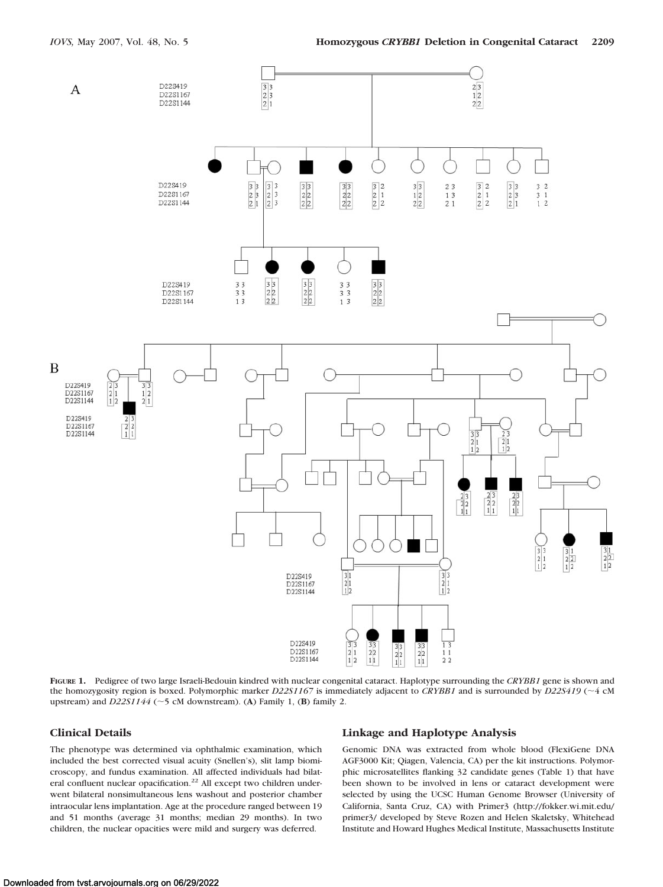**Figure 1.** Pedigree of two large Israeli-Bedouin kindred with nuclear congenital cataract. Haplotype surrounding the *CRYBB1* gene is shown and the homozygosity region is boxed. Polymorphic marker *D22S1167* is immediately adjacent to *CRYBB1* and is surrounded by *D22S419* (~4 cM upstream) and *D22S1144* (~5 cM downstream). (**A**) Family 1, (**B**) family 2.

### Clinical Details

The phenotype was determined via ophthalmic examination, which included the best corrected visual acuity (Snellen's), slit lamp biomicroscopy, and fundus examination. All affected individuals had bilateral confluent nuclear opacification.[22] All except two children underwent bilateral nonsimultaneous lens washout and posterior chamber intraocular lens implantation. Age at the procedure ranged between 19 and 51 months (average 31 months; median 29 months). In two children, the nuclear opacities were mild and surgery was deferred.

### Linkage and Haplotype Analysis

Genomic DNA was extracted from whole blood (FlexiGene DNA AGF3000 Kit; Qiagen, Valencia, CA) per the kit instructions. Polymorphic microsatellites flanking 32 candidate genes (Table 1) that have been shown to be involved in lens or cataract development were selected by using the UCSC Human Genome Browser (University of California, Santa Cruz, CA) with Primer3 (http://fokker.wi.mit.edu/primer3/ developed by Steve Rozen and Helen Skaletsky, Whitehead Institute and Howard Hughes Medical Institute, Massachusetts Institute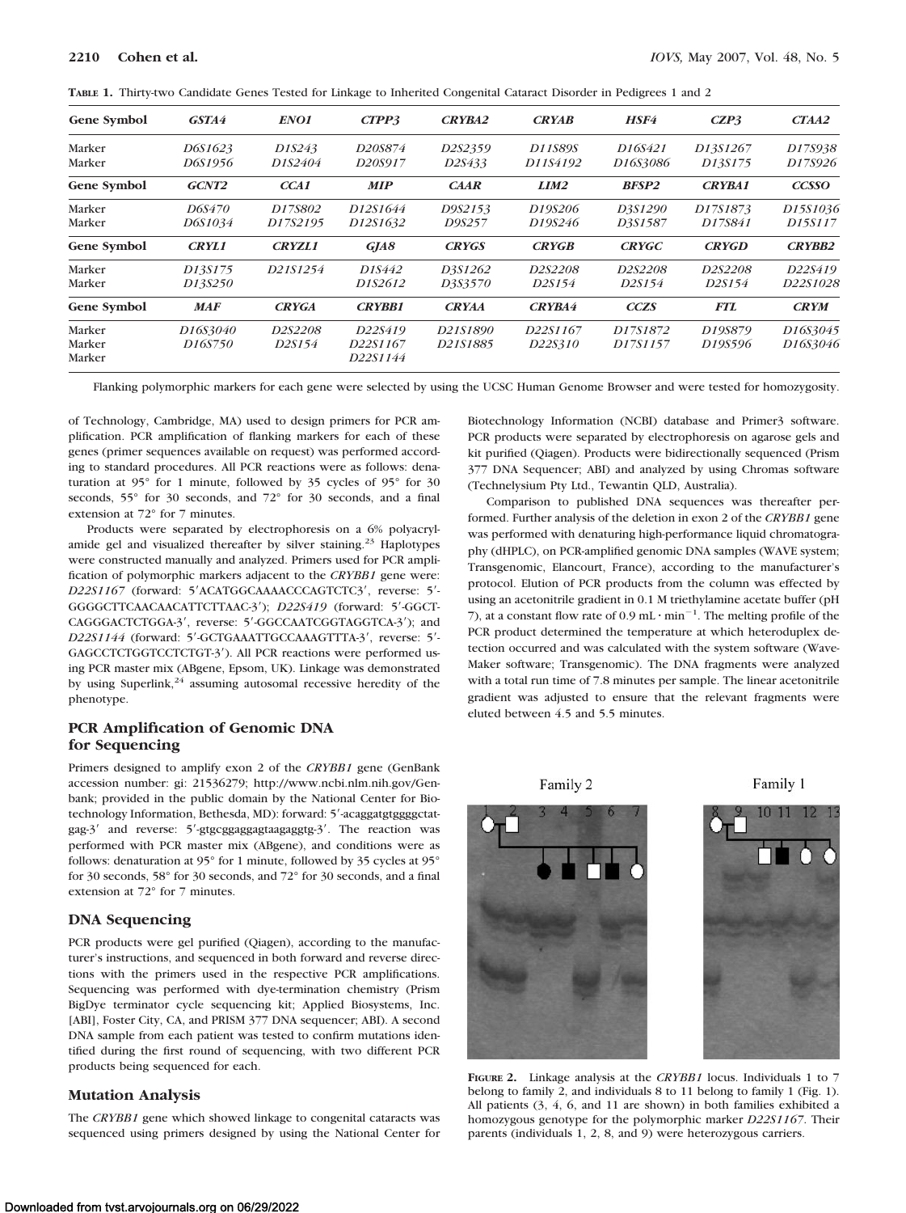**TABLE 1.** Thirty-two Candidate Genes Tested for Linkage to Inherited Congenital Cataract Disorder in Pedigrees 1 and 2

| Gene Symbol | *GSTA4* | *ENO1* | *CTPP3* | *CRYBA2* | *CRYAB* | *HSF4* | *CZP3* | *CTAA2* |
|---|---|---|---|---|---|---|---|---|
| Marker | *D6S1623* | *D1S243* | *D20S874* | *D2S2359* | *D11S898* | *D16S421* | *D13S1267* | *D17S938* |
| Marker | *D6S1956* | *D1S2404* | *D20S917* | *D2S433* | *D11S4192* | *D16S3086* | *D13S175* | *D17S926* |
| **Gene Symbol** | ***GCNT2*** | ***CCA1*** | ***MIP*** | ***CAAR*** | ***LIM2*** | ***BFSP2*** | ***CRYBA1*** | ***CCSSO*** |
| Marker | *D6S470* | *D17S802* | *D12S1644* | *D9S2153* | *D19S206* | *D3S1290* | *D17S1873* | *D15S1036* |
| Marker | *D6S1034* | *D17S2195* | *D12S1632* | *D9S257* | *D19S246* | *D3S1587* | *D17S841* | *D15S117* |
| **Gene Symbol** | ***CRYL1*** | ***CRYZL1*** | ***GJA8*** | ***CRYGS*** | ***CRYGB*** | ***CRYGC*** | ***CRYGD*** | ***CRYBB2*** |
| Marker | *D13S175* | *D21S1254* | *D1S442* | *D3S1262* | *D2S2208* | *D2S2208* | *D2S2208* | *D22S419* |
| Marker | *D13S250* | | *D1S2612* | *D3S3570* | *D2S154* | *D2S154* | *D2S154* | *D22S1028* |
| **Gene Symbol** | ***MAF*** | ***CRYGA*** | ***CRYBB1*** | ***CRYAA*** | ***CRYBA4*** | ***CCZS*** | ***FTL*** | ***CRYM*** |
| Marker | *D16S3040* | *D2S2208* | *D22S419* | *D21S1890* | *D22S1167* | *D17S1872* | *D19S879* | *D16S3045* |
| Marker | *D16S750* | *D2S154* | *D22S1167* | *D21S1885* | *D22S310* | *D17S1157* | *D19S596* | *D16S3046* |
| Marker | | | *D22S1144* | | | | | |

Flanking polymorphic markers for each gene were selected by using the UCSC Human Genome Browser and were tested for homozygosity.

of Technology, Cambridge, MA) used to design primers for PCR amplification. PCR amplification of flanking markers for each of these genes (primer sequences available on request) was performed according to standard procedures. All PCR reactions were as follows: denaturation at 95° for 1 minute, followed by 35 cycles of 95° for 30 seconds, 55° for 30 seconds, and 72° for 30 seconds, and a final extension at 72° for 7 minutes.

Products were separated by electrophoresis on a 6% polyacrylamide gel and visualized thereafter by silver staining.[23] Haplotypes were constructed manually and analyzed. Primers used for PCR amplification of polymorphic markers adjacent to the *CRYBB1* gene were: *D22S1167* (forward: 5′ACATGGCAAAACCCAGTCTC3′, reverse: 5′-GGGGCTTCAACAACATTCTTAAC-3′); *D22S419* (forward: 5′-GGCTCAGGGACTCTGGA-3′, reverse: 5′-GGCCAATCGGTAGGTCA-3′); and *D22S1144* (forward: 5′-GCTGAAATTGCCAAAGTTTA-3′, reverse: 5′-GAGCCTCTGGTCCTCTGT-3′). All PCR reactions were performed using PCR master mix (ABgene, Epsom, UK). Linkage was demonstrated by using Superlink,[24] assuming autosomal recessive heredity of the phenotype.

## PCR Amplification of Genomic DNA for Sequencing

Primers designed to amplify exon 2 of the *CRYBB1* gene (GenBank accession number: gi: 21536279; http://www.ncbi.nlm.nih.gov/Genbank; provided in the public domain by the National Center for Biotechnology Information, Bethesda, MD): forward: 5′-acaggatgtggggctatgag-3′ and reverse: 5′-gtgcggaggagtaagaggtg-3′. The reaction was performed with PCR master mix (ABgene), and conditions were as follows: denaturation at 95° for 1 minute, followed by 35 cycles at 95° for 30 seconds, 58° for 30 seconds, and 72° for 30 seconds, and a final extension at 72° for 7 minutes.

## DNA Sequencing

PCR products were gel purified (Qiagen), according to the manufacturer's instructions, and sequenced in both forward and reverse directions with the primers used in the respective PCR amplifications. Sequencing was performed with dye-termination chemistry (Prism BigDye terminator cycle sequencing kit; Applied Biosystems, Inc. [ABI], Foster City, CA, and PRISM 377 DNA sequencer; ABI). A second DNA sample from each patient was tested to confirm mutations identified during the first round of sequencing, with two different PCR products being sequenced for each.

## Mutation Analysis

The *CRYBB1* gene which showed linkage to congenital cataracts was sequenced using primers designed by using the National Center for Biotechnology Information (NCBI) database and Primer3 software. PCR products were separated by electrophoresis on agarose gels and kit purified (Qiagen). Products were bidirectionally sequenced (Prism 377 DNA Sequencer; ABI) and analyzed by using Chromas software (Technelysium Pty Ltd., Tewantin QLD, Australia).

Comparison to published DNA sequences was thereafter performed. Further analysis of the deletion in exon 2 of the *CRYBB1* gene was performed with denaturing high-performance liquid chromatography (dHPLC), on PCR-amplified genomic DNA samples (WAVE system; Transgenomic, Elancourt, France), according to the manufacturer's protocol. Elution of PCR products from the column was effected by using an acetonitrile gradient in 0.1 M triethylamine acetate buffer (pH 7), at a constant flow rate of 0.9 mL · min$^{-1}$. The melting profile of the PCR product determined the temperature at which heteroduplex detection occurred and was calculated with the system software (WaveMaker software; Transgenomic). The DNA fragments were analyzed with a total run time of 7.8 minutes per sample. The linear acetonitrile gradient was adjusted to ensure that the relevant fragments were eluted between 4.5 and 5.5 minutes.

**FIGURE 2.** Linkage analysis at the *CRYBB1* locus. Individuals 1 to 7 belong to family 2, and individuals 8 to 11 belong to family 1 (Fig. 1). All patients (3, 4, 6, and 11 are shown) in both families exhibited a homozygous genotype for the polymorphic marker *D22S1167*. Their parents (individuals 1, 2, 8, and 9) were heterozygous carriers.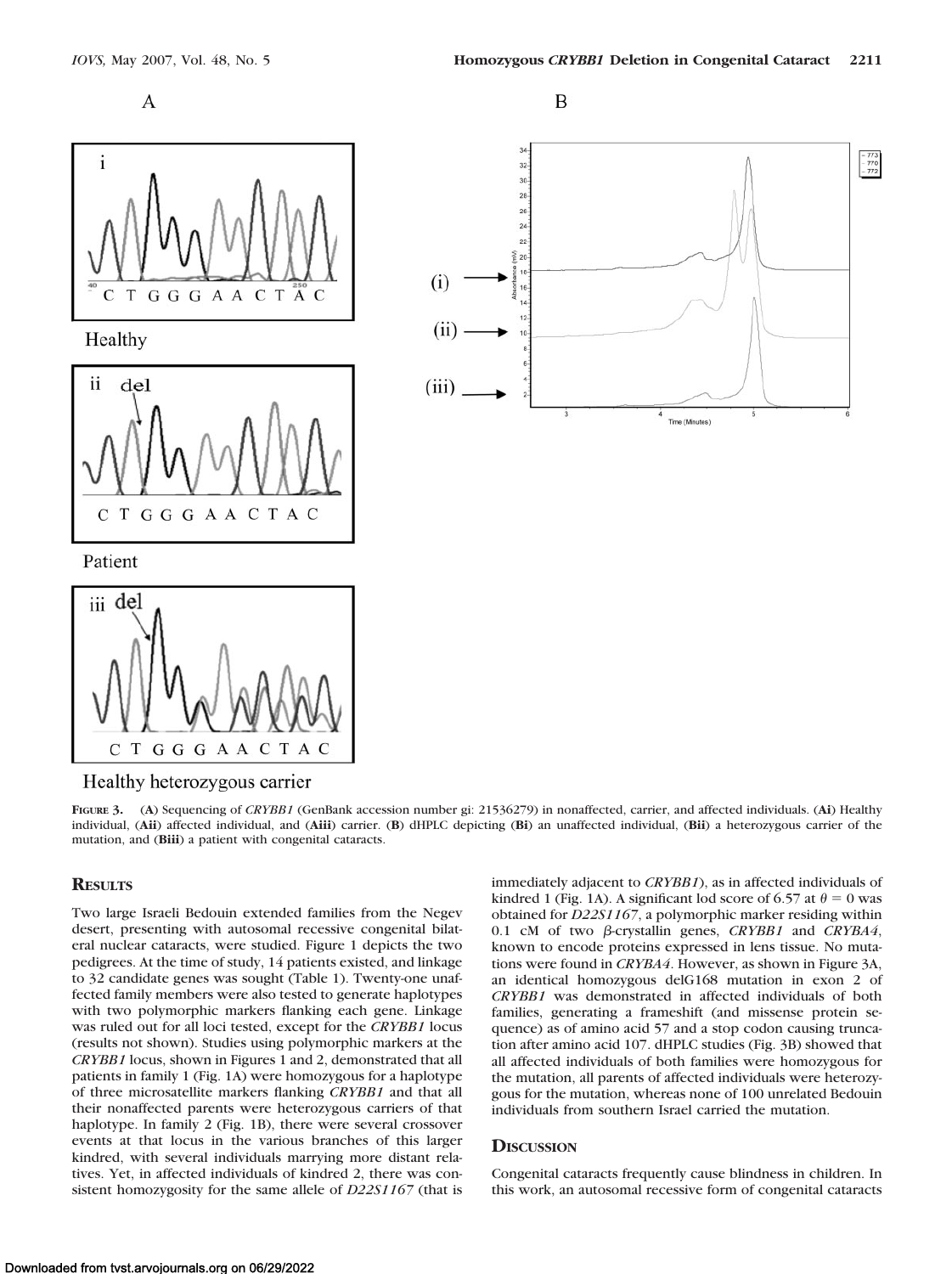**Figure 3.** (**A**) Sequencing of *CRYBB1* (GenBank accession number gi: 21536279) in nonaffected, carrier, and affected individuals. (**Ai**) Healthy individual, (**Aii**) affected individual, and (**Aiii**) carrier. (**B**) dHPLC depicting (**Bi**) an unaffected individual, (**Bii**) a heterozygous carrier of the mutation, and (**Biii**) a patient with congenital cataracts.

## Results

Two large Israeli Bedouin extended families from the Negev desert, presenting with autosomal recessive congenital bilateral nuclear cataracts, were studied. Figure 1 depicts the two pedigrees. At the time of study, 14 patients existed, and linkage to 32 candidate genes was sought (Table 1). Twenty-one unaffected family members were also tested to generate haplotypes with two polymorphic markers flanking each gene. Linkage was ruled out for all loci tested, except for the *CRYBB1* locus (results not shown). Studies using polymorphic markers at the *CRYBB1* locus, shown in Figures 1 and 2, demonstrated that all patients in family 1 (Fig. 1A) were homozygous for a haplotype of three microsatellite markers flanking *CRYBB1* and that all their nonaffected parents were heterozygous carriers of that haplotype. In family 2 (Fig. 1B), there were several crossover events at that locus in the various branches of this larger kindred, with several individuals marrying more distant relatives. Yet, in affected individuals of kindred 2, there was consistent homozygosity for the same allele of *D22S1167* (that is immediately adjacent to *CRYBB1*), as in affected individuals of kindred 1 (Fig. 1A). A significant lod score of 6.57 at $\theta = 0$ was obtained for *D22S1167*, a polymorphic marker residing within 0.1 cM of two $\beta$-crystallin genes, *CRYBB1* and *CRYBA4*, known to encode proteins expressed in lens tissue. No mutations were found in *CRYBA4*. However, as shown in Figure 3A, an identical homozygous delG168 mutation in exon 2 of *CRYBB1* was demonstrated in affected individuals of both families, generating a frameshift (and missense protein sequence) as of amino acid 57 and a stop codon causing truncation after amino acid 107. dHPLC studies (Fig. 3B) showed that all affected individuals of both families were homozygous for the mutation, all parents of affected individuals were heterozygous for the mutation, whereas none of 100 unrelated Bedouin individuals from southern Israel carried the mutation.

## Discussion

Congenital cataracts frequently cause blindness in children. In this work, an autosomal recessive form of congenital cataracts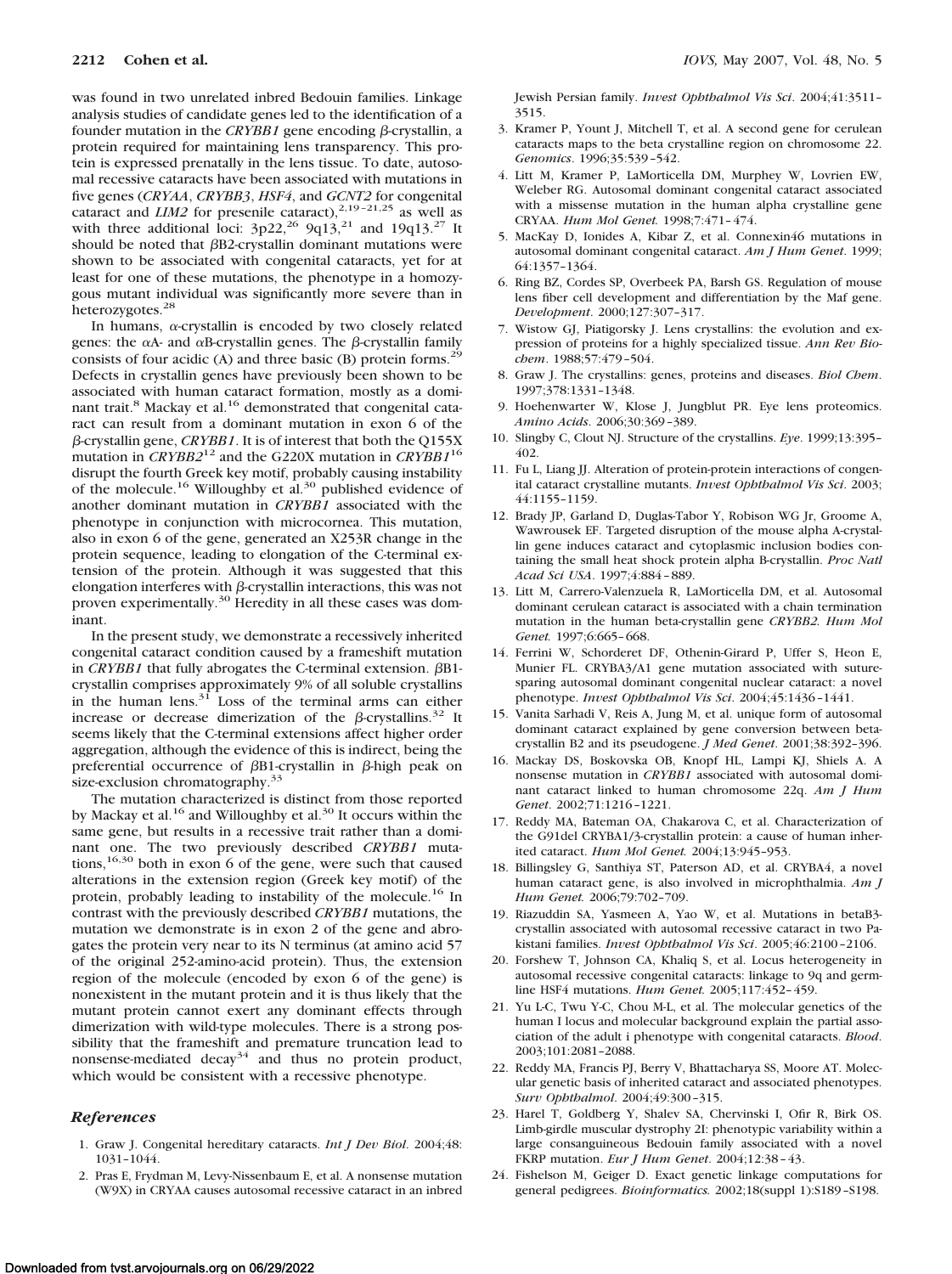was found in two unrelated inbred Bedouin families. Linkage analysis studies of candidate genes led to the identification of a founder mutation in the *CRYBB1* gene encoding β-crystallin, a protein required for maintaining lens transparency. This protein is expressed prenatally in the lens tissue. To date, autosomal recessive cataracts have been associated with mutations in five genes (*CRYAA*, *CRYBB3*, *HSF4*, and *GCNT2* for congenital cataract and *LIM2* for presenile cataract),[2,19–21,25] as well as with three additional loci: 3p22,[26] 9q13,[21] and 19q13.[27] It should be noted that βB2-crystallin dominant mutations were shown to be associated with congenital cataracts, yet for at least for one of these mutations, the phenotype in a homozygous mutant individual was significantly more severe than in heterozygotes.[28]

In humans, α-crystallin is encoded by two closely related genes: the αA- and αB-crystallin genes. The β-crystallin family consists of four acidic (A) and three basic (B) protein forms.[29] Defects in crystallin genes have previously been shown to be associated with human cataract formation, mostly as a dominant trait.[8] Mackay et al.[16] demonstrated that congenital cataract can result from a dominant mutation in exon 6 of the β-crystallin gene, *CRYBB1*. It is of interest that both the Q155X mutation in *CRYBB2*[12] and the G220X mutation in *CRYBB1*[16] disrupt the fourth Greek key motif, probably causing instability of the molecule.[16] Willoughby et al.[30] published evidence of another dominant mutation in *CRYBB1* associated with the phenotype in conjunction with microcornea. This mutation, also in exon 6 of the gene, generated an X253R change in the protein sequence, leading to elongation of the C-terminal extension of the protein. Although it was suggested that this elongation interferes with β-crystallin interactions, this was not proven experimentally.[30] Heredity in all these cases was dominant.

In the present study, we demonstrate a recessively inherited congenital cataract condition caused by a frameshift mutation in *CRYBB1* that fully abrogates the C-terminal extension. βB1-crystallin comprises approximately 9% of all soluble crystallins in the human lens.[31] Loss of the terminal arms can either increase or decrease dimerization of the β-crystallins.[32] It seems likely that the C-terminal extensions affect higher order aggregation, although the evidence of this is indirect, being the preferential occurrence of βB1-crystallin in β-high peak on size-exclusion chromatography.[33]

The mutation characterized is distinct from those reported by Mackay et al.[16] and Willoughby et al.[30] It occurs within the same gene, but results in a recessive trait rather than a dominant one. The two previously described *CRYBB1* mutations,[16,30] both in exon 6 of the gene, were such that caused alterations in the extension region (Greek key motif) of the protein, probably leading to instability of the molecule.[16] In contrast with the previously described *CRYBB1* mutations, the mutation we demonstrate is in exon 2 of the gene and abrogates the protein very near to its N terminus (at amino acid 57 of the original 252-amino-acid protein). Thus, the extension region of the molecule (encoded by exon 6 of the gene) is nonexistent in the mutant protein and it is thus likely that the mutant protein cannot exert any dominant effects through dimerization with wild-type molecules. There is a strong possibility that the frameshift and premature truncation lead to nonsense-mediated decay[34] and thus no protein product, which would be consistent with a recessive phenotype.

## References

1. Graw J. Congenital hereditary cataracts. *Int J Dev Biol*. 2004;48: 1031–1044.
2. Pras E, Frydman M, Levy-Nissenbaum E, et al. A nonsense mutation (W9X) in CRYAA causes autosomal recessive cataract in an inbred Jewish Persian family. *Invest Ophthalmol Vis Sci*. 2004;41:3511–3515.
3. Kramer P, Yount J, Mitchell T, et al. A second gene for cerulean cataracts maps to the beta crystalline region on chromosome 22. *Genomics*. 1996;35:539–542.
4. Litt M, Kramer P, LaMorticella DM, Murphey W, Lovrien EW, Weleber RG. Autosomal dominant congenital cataract associated with a missense mutation in the human alpha crystalline gene CRYAA. *Hum Mol Genet.* 1998;7:471–474.
5. MacKay D, Ionides A, Kibar Z, et al. Connexin46 mutations in autosomal dominant congenital cataract. *Am J Hum Genet*. 1999; 64:1357–1364.
6. Ring BZ, Cordes SP, Overbeek PA, Barsh GS. Regulation of mouse lens fiber cell development and differentiation by the Maf gene. *Development*. 2000;127:307–317.
7. Wistow GJ, Piatigorsky J. Lens crystallins: the evolution and expression of proteins for a highly specialized tissue. *Ann Rev Biochem*. 1988;57:479–504.
8. Graw J. The crystallins: genes, proteins and diseases. *Biol Chem*. 1997;378:1331–1348.
9. Hoehenwarter W, Klose J, Jungblut PR. Eye lens proteomics. *Amino Acids*. 2006;30:369–389.
10. Slingby C, Clout NJ. Structure of the crystallins. *Eye*. 1999;13:395–402.
11. Fu L, Liang JJ. Alteration of protein-protein interactions of congenital cataract crystalline mutants. *Invest Ophthalmol Vis Sci*. 2003; 44:1155–1159.
12. Brady JP, Garland D, Duglas-Tabor Y, Robison WG Jr, Groome A, Wawrousek EF. Targeted disruption of the mouse alpha A-crystallin gene induces cataract and cytoplasmic inclusion bodies containing the small heat shock protein alpha B-crystallin. *Proc Natl Acad Sci USA*. 1997;4:884–889.
13. Litt M, Carrero-Valenzuela R, LaMorticella DM, et al. Autosomal dominant cerulean cataract is associated with a chain termination mutation in the human beta-crystallin gene *CRYBB2. Hum Mol Genet.* 1997;6:665–668.
14. Ferrini W, Schorderet DF, Othenin-Girard P, Uffer S, Heon E, Munier FL. CRYBA3/A1 gene mutation associated with suture-sparing autosomal dominant congenital nuclear cataract: a novel phenotype. *Invest Ophthalmol Vis Sci*. 2004;45:1436–1441.
15. Vanita Sarhadi V, Reis A, Jung M, et al. unique form of autosomal dominant cataract explained by gene conversion between beta-crystallin B2 and its pseudogene. *J Med Genet*. 2001;38:392–396.
16. Mackay DS, Boskovska OB, Knopf HL, Lampi KJ, Shiels A. A nonsense mutation in *CRYBB1* associated with autosomal dominant cataract linked to human chromosome 22q. *Am J Hum Genet*. 2002;71:1216–1221.
17. Reddy MA, Bateman OA, Chakarova C, et al. Characterization of the G91del CRYBA1/3-crystallin protein: a cause of human inherited cataract. *Hum Mol Genet.* 2004;13:945–953.
18. Billingsley G, Santhiya ST, Paterson AD, et al. CRYBA4, a novel human cataract gene, is also involved in microphthalmia. *Am J Hum Genet.* 2006;79:702–709.
19. Riazuddin SA, Yasmeen A, Yao W, et al. Mutations in betaB3-crystallin associated with autosomal recessive cataract in two Pakistani families. *Invest Ophthalmol Vis Sci*. 2005;46:2100–2106.
20. Forshew T, Johnson CA, Khaliq S, et al. Locus heterogeneity in autosomal recessive congenital cataracts: linkage to 9q and germline HSF4 mutations. *Hum Genet.* 2005;117:452–459.
21. Yu L-C, Twu Y-C, Chou M-L, et al. The molecular genetics of the human I locus and molecular background explain the partial association of the adult i phenotype with congenital cataracts. *Blood*. 2003;101:2081–2088.
22. Reddy MA, Francis PJ, Berry V, Bhattacharya SS, Moore AT. Molecular genetic basis of inherited cataract and associated phenotypes. *Surv Ophthalmol*. 2004;49:300–315.
23. Harel T, Goldberg Y, Shalev SA, Chervinski I, Ofir R, Birk OS. Limb-girdle muscular dystrophy 2I: phenotypic variability within a large consanguineous Bedouin family associated with a novel FKRP mutation. *Eur J Hum Genet*. 2004;12:38–43.
24. Fishelson M, Geiger D. Exact genetic linkage computations for general pedigrees. *Bioinformatics.* 2002;18(suppl 1):S189–S198.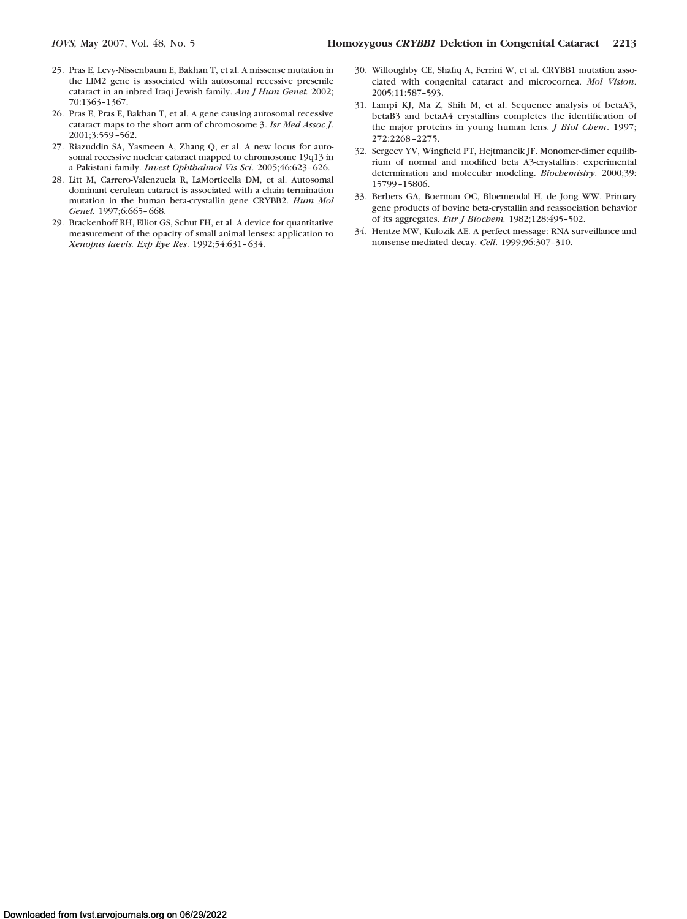25. Pras E, Levy-Nissenbaum E, Bakhan T, et al. A missense mutation in the LIM2 gene is associated with autosomal recessive presenile cataract in an inbred Iraqi Jewish family. *Am J Hum Genet.* 2002; 70:1363–1367.
26. Pras E, Pras E, Bakhan T, et al. A gene causing autosomal recessive cataract maps to the short arm of chromosome 3. *Isr Med Assoc J.* 2001;3:559–562.
27. Riazuddin SA, Yasmeen A, Zhang Q, et al. A new locus for autosomal recessive nuclear cataract mapped to chromosome 19q13 in a Pakistani family. *Invest Ophthalmol Vis Sci.* 2005;46:623–626.
28. Litt M, Carrero-Valenzuela R, LaMorticella DM, et al. Autosomal dominant cerulean cataract is associated with a chain termination mutation in the human beta-crystallin gene CRYBB2. *Hum Mol Genet.* 1997;6:665–668.
29. Brackenhoff RH, Elliot GS, Schut FH, et al. A device for quantitative measurement of the opacity of small animal lenses: application to *Xenopus laevis*. *Exp Eye Res*. 1992;54:631–634.
30. Willoughby CE, Shafiq A, Ferrini W, et al. CRYBB1 mutation associated with congenital cataract and microcornea. *Mol Vision*. 2005;11:587–593.
31. Lampi KJ, Ma Z, Shih M, et al. Sequence analysis of betaA3, betaB3 and betaA4 crystallins completes the identification of the major proteins in young human lens. *J Biol Chem*. 1997; 272:2268–2275.
32. Sergeev YV, Wingfield PT, Hejtmancik JF. Monomer-dimer equilibrium of normal and modified beta A3-crystallins: experimental determination and molecular modeling. *Biochemistry*. 2000;39: 15799–15806.
33. Berbers GA, Boerman OC, Bloemendal H, de Jong WW. Primary gene products of bovine beta-crystallin and reassociation behavior of its aggregates. *Eur J Biochem.* 1982;128:495–502.
34. Hentze MW, Kulozik AE. A perfect message: RNA surveillance and nonsense-mediated decay. *Cell*. 1999;96:307–310.